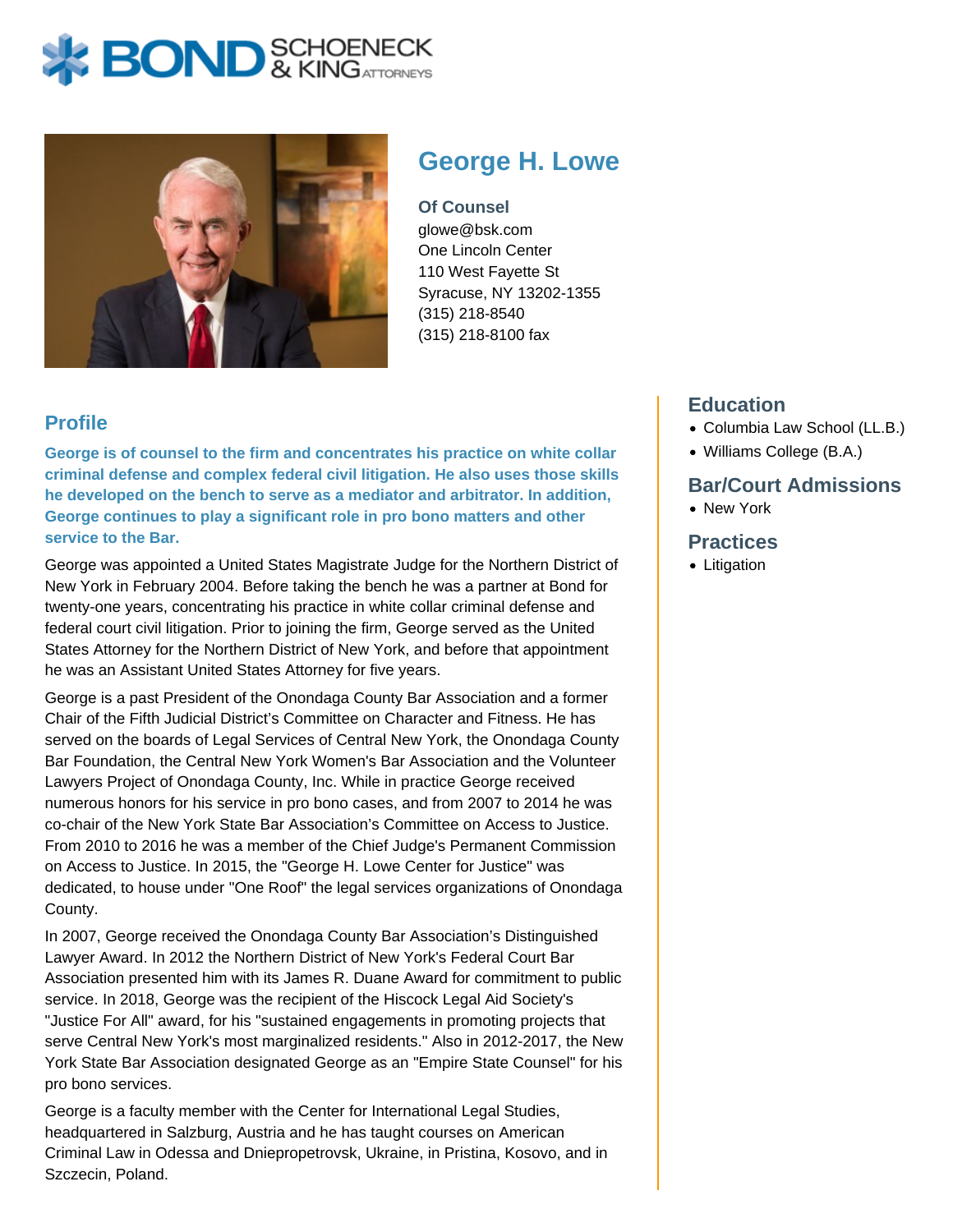# George H. Lowe

**Of Counsel**
glowe@bsk.com
One Lincoln Center
110 West Fayette St
Syracuse, NY 13202-1355
(315) 218-8540
(315) 218-8100 fax

## Profile

**George is of counsel to the firm and concentrates his practice on white collar criminal defense and complex federal civil litigation. He also uses those skills he developed on the bench to serve as a mediator and arbitrator. In addition, George continues to play a significant role in pro bono matters and other service to the Bar.**

George was appointed a United States Magistrate Judge for the Northern District of New York in February 2004. Before taking the bench he was a partner at Bond for twenty-one years, concentrating his practice in white collar criminal defense and federal court civil litigation. Prior to joining the firm, George served as the United States Attorney for the Northern District of New York, and before that appointment he was an Assistant United States Attorney for five years.

George is a past President of the Onondaga County Bar Association and a former Chair of the Fifth Judicial District's Committee on Character and Fitness. He has served on the boards of Legal Services of Central New York, the Onondaga County Bar Foundation, the Central New York Women's Bar Association and the Volunteer Lawyers Project of Onondaga County, Inc. While in practice George received numerous honors for his service in pro bono cases, and from 2007 to 2014 he was co-chair of the New York State Bar Association's Committee on Access to Justice. From 2010 to 2016 he was a member of the Chief Judge's Permanent Commission on Access to Justice. In 2015, the "George H. Lowe Center for Justice" was dedicated, to house under "One Roof" the legal services organizations of Onondaga County.

In 2007, George received the Onondaga County Bar Association's Distinguished Lawyer Award. In 2012 the Northern District of New York's Federal Court Bar Association presented him with its James R. Duane Award for commitment to public service. In 2018, George was the recipient of the Hiscock Legal Aid Society's "Justice For All" award, for his "sustained engagements in promoting projects that serve Central New York's most marginalized residents." Also in 2012-2017, the New York State Bar Association designated George as an "Empire State Counsel" for his pro bono services.

George is a faculty member with the Center for International Legal Studies, headquartered in Salzburg, Austria and he has taught courses on American Criminal Law in Odessa and Dniepropetrovsk, Ukraine, in Pristina, Kosovo, and in Szczecin, Poland.

## Education

- Columbia Law School (LL.B.)
- Williams College (B.A.)

## Bar/Court Admissions

- New York

## Practices

- Litigation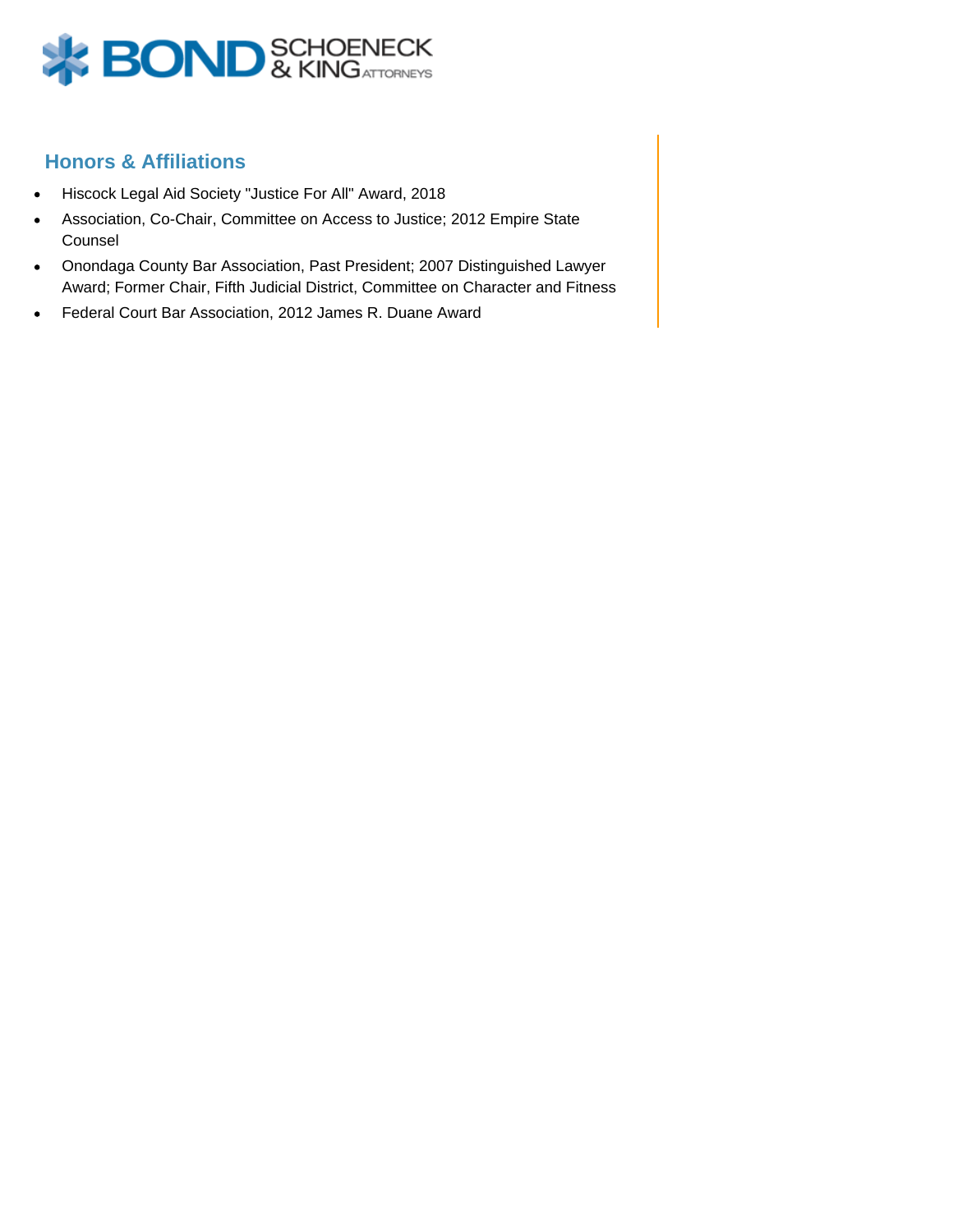## Honors & Affiliations

- Hiscock Legal Aid Society "Justice For All" Award, 2018
- Association, Co-Chair, Committee on Access to Justice; 2012 Empire State Counsel
- Onondaga County Bar Association, Past President; 2007 Distinguished Lawyer Award; Former Chair, Fifth Judicial District, Committee on Character and Fitness
- Federal Court Bar Association, 2012 James R. Duane Award